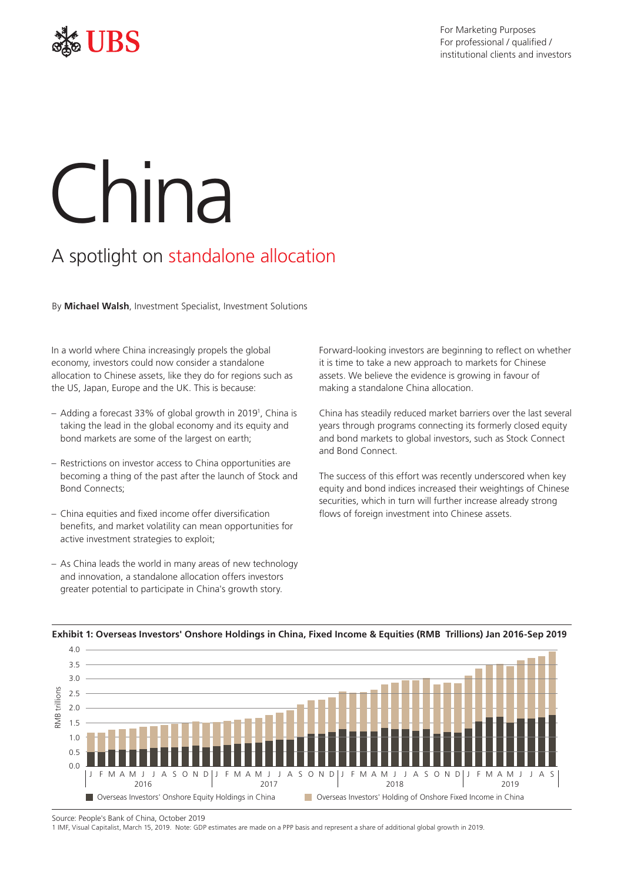For Marketing Purposes
For professional / qualified / institutional clients and investors

# China

## A spotlight on standalone allocation

By **Michael Walsh**, Investment Specialist, Investment Solutions

In a world where China increasingly propels the global economy, investors could now consider a standalone allocation to Chinese assets, like they do for regions such as the US, Japan, Europe and the UK. This is because:

- Adding a forecast 33% of global growth in 2019[1], China is taking the lead in the global economy and its equity and bond markets are some of the largest on earth;
- Restrictions on investor access to China opportunities are becoming a thing of the past after the launch of Stock and Bond Connects;
- China equities and fixed income offer diversification benefits, and market volatility can mean opportunities for active investment strategies to exploit;
- As China leads the world in many areas of new technology and innovation, a standalone allocation offers investors greater potential to participate in China's growth story.

Forward-looking investors are beginning to reflect on whether it is time to take a new approach to markets for Chinese assets. We believe the evidence is growing in favour of making a standalone China allocation.

China has steadily reduced market barriers over the last several years through programs connecting its formerly closed equity and bond markets to global investors, such as Stock Connect and Bond Connect.

The success of this effort was recently underscored when key equity and bond indices increased their weightings of Chinese securities, which in turn will further increase already strong flows of foreign investment into Chinese assets.

**Exhibit 1: Overseas Investors' Onshore Holdings in China, Fixed Income & Equities (RMB Trillions) Jan 2016-Sep 2019**

Source: People's Bank of China, October 2019

1 IMF, Visual Capitalist, March 15, 2019. Note: GDP estimates are made on a PPP basis and represent a share of additional global growth in 2019.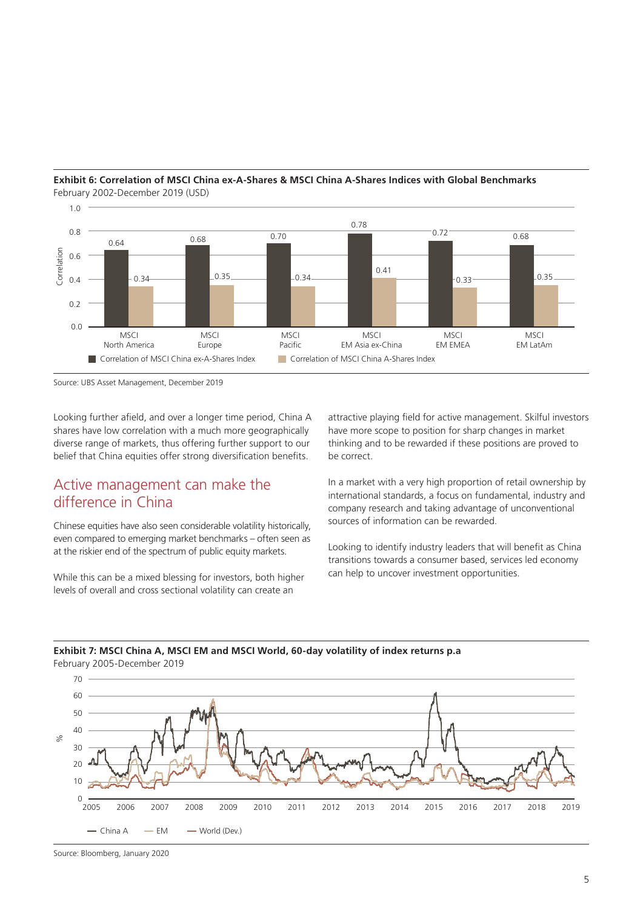**Exhibit 6: Correlation of MSCI China ex-A-Shares & MSCI China A-Shares Indices with Global Benchmarks**
February 2002-December 2019 (USD)

| | Correlation of MSCI China ex-A-Shares Index | Correlation of MSCI China A-Shares Index |
|---|---|---|
| MSCI North America | 0.64 | 0.34 |
| MSCI Europe | 0.68 | 0.35 |
| MSCI Pacific | 0.70 | 0.34 |
| MSCI EM Asia ex-China | 0.78 | 0.41 |
| MSCI EM EMEA | 0.72 | 0.33 |
| MSCI EM LatAm | 0.68 | 0.35 |

Source: UBS Asset Management, December 2019

Looking further afield, and over a longer time period, China A shares have low correlation with a much more geographically diverse range of markets, thus offering further support to our belief that China equities offer strong diversification benefits.

## Active management can make the difference in China

Chinese equities have also seen considerable volatility historically, even compared to emerging market benchmarks – often seen as at the riskier end of the spectrum of public equity markets.

While this can be a mixed blessing for investors, both higher levels of overall and cross sectional volatility can create an attractive playing field for active management. Skilful investors have more scope to position for sharp changes in market thinking and to be rewarded if these positions are proved to be correct.

In a market with a very high proportion of retail ownership by international standards, a focus on fundamental, industry and company research and taking advantage of unconventional sources of information can be rewarded.

Looking to identify industry leaders that will benefit as China transitions towards a consumer based, services led economy can help to uncover investment opportunities.

**Exhibit 7: MSCI China A, MSCI EM and MSCI World, 60-day volatility of index returns p.a**
February 2005-December 2019

Source: Bloomberg, January 2020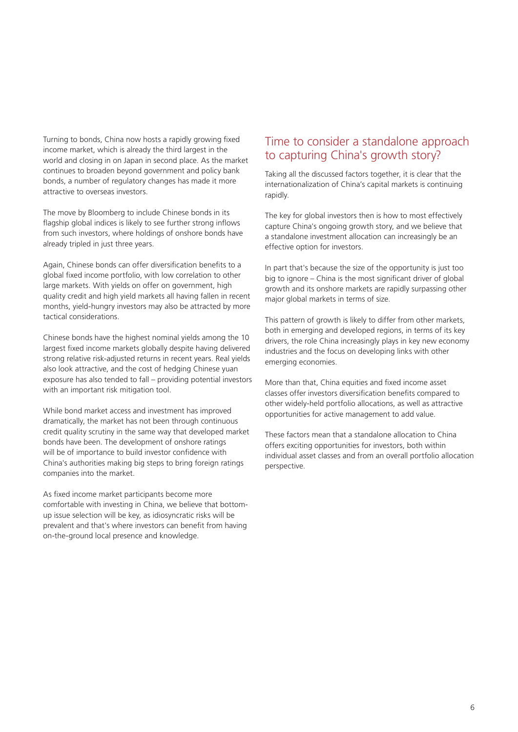Turning to bonds, China now hosts a rapidly growing fixed income market, which is already the third largest in the world and closing in on Japan in second place. As the market continues to broaden beyond government and policy bank bonds, a number of regulatory changes has made it more attractive to overseas investors.

The move by Bloomberg to include Chinese bonds in its flagship global indices is likely to see further strong inflows from such investors, where holdings of onshore bonds have already tripled in just three years.

Again, Chinese bonds can offer diversification benefits to a global fixed income portfolio, with low correlation to other large markets. With yields on offer on government, high quality credit and high yield markets all having fallen in recent months, yield-hungry investors may also be attracted by more tactical considerations.

Chinese bonds have the highest nominal yields among the 10 largest fixed income markets globally despite having delivered strong relative risk-adjusted returns in recent years. Real yields also look attractive, and the cost of hedging Chinese yuan exposure has also tended to fall – providing potential investors with an important risk mitigation tool.

While bond market access and investment has improved dramatically, the market has not been through continuous credit quality scrutiny in the same way that developed market bonds have been. The development of onshore ratings will be of importance to build investor confidence with China's authorities making big steps to bring foreign ratings companies into the market.

As fixed income market participants become more comfortable with investing in China, we believe that bottom-up issue selection will be key, as idiosyncratic risks will be prevalent and that's where investors can benefit from having on-the-ground local presence and knowledge.

## Time to consider a standalone approach to capturing China's growth story?

Taking all the discussed factors together, it is clear that the internationalization of China's capital markets is continuing rapidly.

The key for global investors then is how to most effectively capture China's ongoing growth story, and we believe that a standalone investment allocation can increasingly be an effective option for investors.

In part that's because the size of the opportunity is just too big to ignore – China is the most significant driver of global growth and its onshore markets are rapidly surpassing other major global markets in terms of size.

This pattern of growth is likely to differ from other markets, both in emerging and developed regions, in terms of its key drivers, the role China increasingly plays in key new economy industries and the focus on developing links with other emerging economies.

More than that, China equities and fixed income asset classes offer investors diversification benefits compared to other widely-held portfolio allocations, as well as attractive opportunities for active management to add value.

These factors mean that a standalone allocation to China offers exciting opportunities for investors, both within individual asset classes and from an overall portfolio allocation perspective.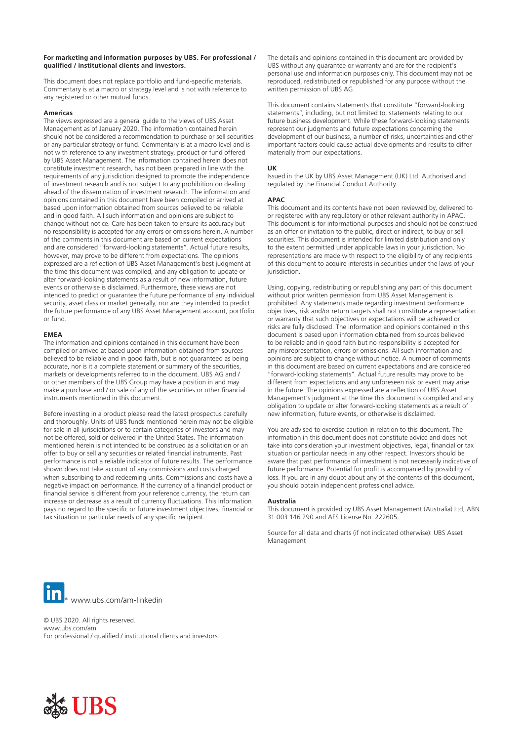**For marketing and information purposes by UBS. For professional / qualified / institutional clients and investors.**

This document does not replace portfolio and fund-specific materials. Commentary is at a macro or strategy level and is not with reference to any registered or other mutual funds.

**Americas**

The views expressed are a general guide to the views of UBS Asset Management as of January 2020. The information contained herein should not be considered a recommendation to purchase or sell securities or any particular strategy or fund. Commentary is at a macro level and is not with reference to any investment strategy, product or fund offered by UBS Asset Management. The information contained herein does not constitute investment research, has not been prepared in line with the requirements of any jurisdiction designed to promote the independence of investment research and is not subject to any prohibition on dealing ahead of the dissemination of investment research. The information and opinions contained in this document have been compiled or arrived at based upon information obtained from sources believed to be reliable and in good faith. All such information and opinions are subject to change without notice. Care has been taken to ensure its accuracy but no responsibility is accepted for any errors or omissions herein. A number of the comments in this document are based on current expectations and are considered "forward-looking statements". Actual future results, however, may prove to be different from expectations. The opinions expressed are a reflection of UBS Asset Management's best judgment at the time this document was compiled, and any obligation to update or alter forward-looking statements as a result of new information, future events or otherwise is disclaimed. Furthermore, these views are not intended to predict or guarantee the future performance of any individual security, asset class or market generally, nor are they intended to predict the future performance of any UBS Asset Management account, portfolio or fund.

**EMEA**

The information and opinions contained in this document have been compiled or arrived at based upon information obtained from sources believed to be reliable and in good faith, but is not guaranteed as being accurate, nor is it a complete statement or summary of the securities, markets or developments referred to in the document. UBS AG and / or other members of the UBS Group may have a position in and may make a purchase and / or sale of any of the securities or other financial instruments mentioned in this document.

Before investing in a product please read the latest prospectus carefully and thoroughly. Units of UBS funds mentioned herein may not be eligible for sale in all jurisdictions or to certain categories of investors and may not be offered, sold or delivered in the United States. The information mentioned herein is not intended to be construed as a solicitation or an offer to buy or sell any securities or related financial instruments. Past performance is not a reliable indicator of future results. The performance shown does not take account of any commissions and costs charged when subscribing to and redeeming units. Commissions and costs have a negative impact on performance. If the currency of a financial product or financial service is different from your reference currency, the return can increase or decrease as a result of currency fluctuations. This information pays no regard to the specific or future investment objectives, financial or tax situation or particular needs of any specific recipient.

The details and opinions contained in this document are provided by UBS without any guarantee or warranty and are for the recipient's personal use and information purposes only. This document may not be reproduced, redistributed or republished for any purpose without the written permission of UBS AG.

This document contains statements that constitute "forward-looking statements", including, but not limited to, statements relating to our future business development. While these forward-looking statements represent our judgments and future expectations concerning the development of our business, a number of risks, uncertainties and other important factors could cause actual developments and results to differ materially from our expectations.

**UK**

Issued in the UK by UBS Asset Management (UK) Ltd. Authorised and regulated by the Financial Conduct Authority.

**APAC**

This document and its contents have not been reviewed by, delivered to or registered with any regulatory or other relevant authority in APAC. This document is for informational purposes and should not be construed as an offer or invitation to the public, direct or indirect, to buy or sell securities. This document is intended for limited distribution and only to the extent permitted under applicable laws in your jurisdiction. No representations are made with respect to the eligibility of any recipients of this document to acquire interests in securities under the laws of your jurisdiction.

Using, copying, redistributing or republishing any part of this document without prior written permission from UBS Asset Management is prohibited. Any statements made regarding investment performance objectives, risk and/or return targets shall not constitute a representation or warranty that such objectives or expectations will be achieved or risks are fully disclosed. The information and opinions contained in this document is based upon information obtained from sources believed to be reliable and in good faith but no responsibility is accepted for any misrepresentation, errors or omissions. All such information and opinions are subject to change without notice. A number of comments in this document are based on current expectations and are considered "forward-looking statements". Actual future results may prove to be different from expectations and any unforeseen risk or event may arise in the future. The opinions expressed are a reflection of UBS Asset Management's judgment at the time this document is compiled and any obligation to update or alter forward-looking statements as a result of new information, future events, or otherwise is disclaimed.

You are advised to exercise caution in relation to this document. The information in this document does not constitute advice and does not take into consideration your investment objectives, legal, financial or tax situation or particular needs in any other respect. Investors should be aware that past performance of investment is not necessarily indicative of future performance. Potential for profit is accompanied by possibility of loss. If you are in any doubt about any of the contents of this document, you should obtain independent professional advice.

**Australia**

This document is provided by UBS Asset Management (Australia) Ltd, ABN 31 003 146 290 and AFS License No. 222605.

Source for all data and charts (if not indicated otherwise): UBS Asset Management

www.ubs.com/am-linkedin

© UBS 2020. All rights reserved.
www.ubs.com/am
For professional / qualified / institutional clients and investors.

UBS